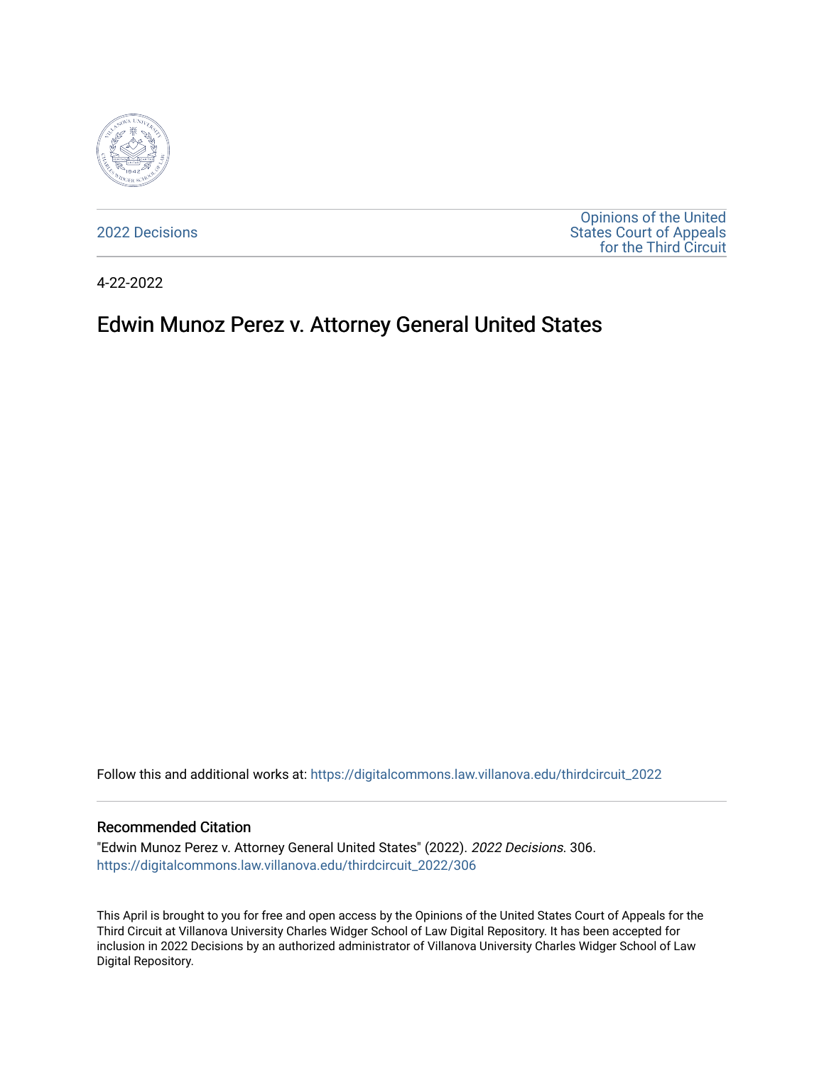2022 Decisions

Opinions of the United States Court of Appeals for the Third Circuit

4-22-2022

# Edwin Munoz Perez v. Attorney General United States

Follow this and additional works at: https://digitalcommons.law.villanova.edu/thirdcircuit_2022

### Recommended Citation

"Edwin Munoz Perez v. Attorney General United States" (2022). *2022 Decisions*. 306.
https://digitalcommons.law.villanova.edu/thirdcircuit_2022/306

This April is brought to you for free and open access by the Opinions of the United States Court of Appeals for the Third Circuit at Villanova University Charles Widger School of Law Digital Repository. It has been accepted for inclusion in 2022 Decisions by an authorized administrator of Villanova University Charles Widger School of Law Digital Repository.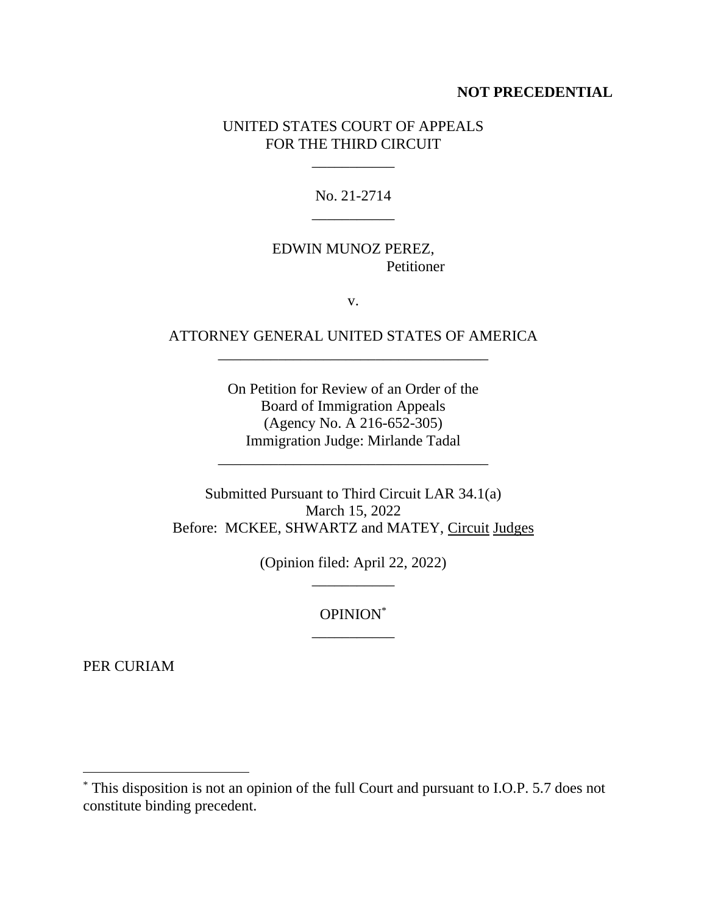**NOT PRECEDENTIAL**

UNITED STATES COURT OF APPEALS
FOR THE THIRD CIRCUIT

No. 21-2714

EDWIN MUNOZ PEREZ,
Petitioner

v.

ATTORNEY GENERAL UNITED STATES OF AMERICA

On Petition for Review of an Order of the
Board of Immigration Appeals
(Agency No. A 216-652-305)
Immigration Judge: Mirlande Tadal

Submitted Pursuant to Third Circuit LAR 34.1(a)
March 15, 2022
Before: MCKEE, SHWARTZ and MATEY, Circuit Judges

(Opinion filed: April 22, 2022)

OPINION[*]

PER CURIAM

[*] This disposition is not an opinion of the full Court and pursuant to I.O.P. 5.7 does not constitute binding precedent.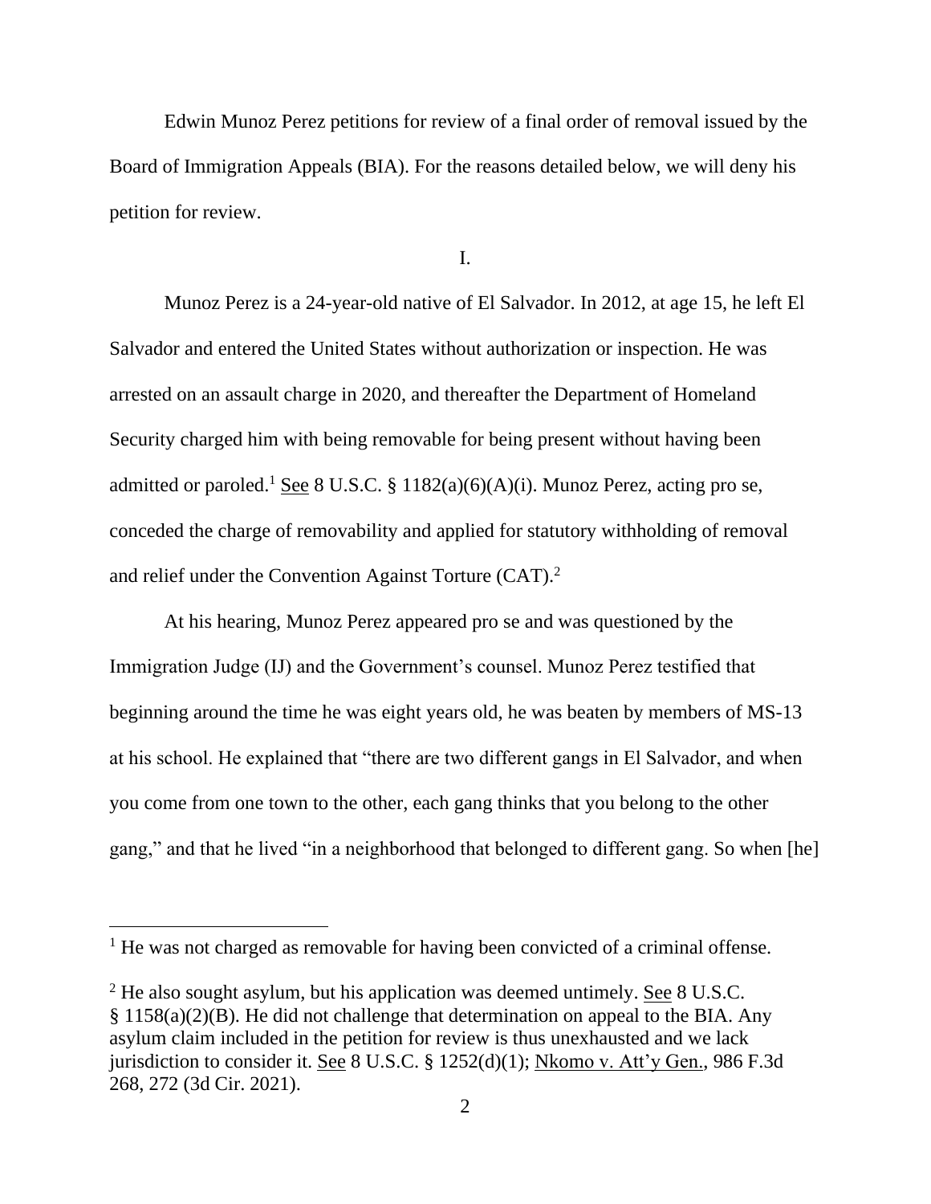Edwin Munoz Perez petitions for review of a final order of removal issued by the Board of Immigration Appeals (BIA). For the reasons detailed below, we will deny his petition for review.

I.

Munoz Perez is a 24-year-old native of El Salvador. In 2012, at age 15, he left El Salvador and entered the United States without authorization or inspection. He was arrested on an assault charge in 2020, and thereafter the Department of Homeland Security charged him with being removable for being present without having been admitted or paroled.[1] See 8 U.S.C. § 1182(a)(6)(A)(i). Munoz Perez, acting pro se, conceded the charge of removability and applied for statutory withholding of removal and relief under the Convention Against Torture (CAT).[2]

At his hearing, Munoz Perez appeared pro se and was questioned by the Immigration Judge (IJ) and the Government's counsel. Munoz Perez testified that beginning around the time he was eight years old, he was beaten by members of MS-13 at his school. He explained that "there are two different gangs in El Salvador, and when you come from one town to the other, each gang thinks that you belong to the other gang," and that he lived "in a neighborhood that belonged to different gang. So when [he]

---

[1] He was not charged as removable for having been convicted of a criminal offense.

[2] He also sought asylum, but his application was deemed untimely. See 8 U.S.C. § 1158(a)(2)(B). He did not challenge that determination on appeal to the BIA. Any asylum claim included in the petition for review is thus unexhausted and we lack jurisdiction to consider it. See 8 U.S.C. § 1252(d)(1); Nkomo v. Att'y Gen., 986 F.3d 268, 272 (3d Cir. 2021).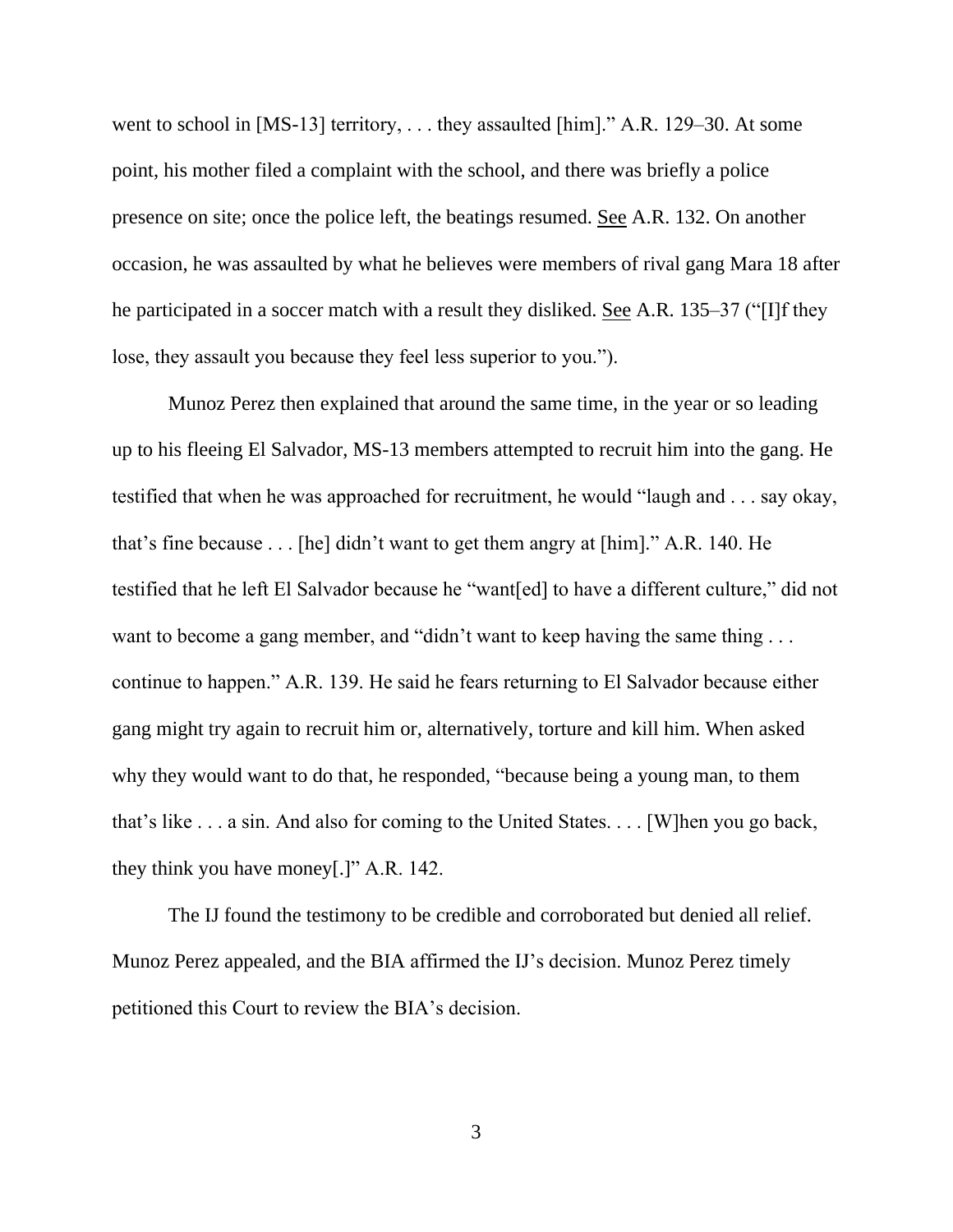went to school in [MS-13] territory, . . . they assaulted [him]." A.R. 129–30. At some point, his mother filed a complaint with the school, and there was briefly a police presence on site; once the police left, the beatings resumed. See A.R. 132. On another occasion, he was assaulted by what he believes were members of rival gang Mara 18 after he participated in a soccer match with a result they disliked. See A.R. 135–37 ("[I]f they lose, they assault you because they feel less superior to you.").

Munoz Perez then explained that around the same time, in the year or so leading up to his fleeing El Salvador, MS-13 members attempted to recruit him into the gang. He testified that when he was approached for recruitment, he would "laugh and . . . say okay, that's fine because . . . [he] didn't want to get them angry at [him]." A.R. 140. He testified that he left El Salvador because he "want[ed] to have a different culture," did not want to become a gang member, and "didn't want to keep having the same thing . . . continue to happen." A.R. 139. He said he fears returning to El Salvador because either gang might try again to recruit him or, alternatively, torture and kill him. When asked why they would want to do that, he responded, "because being a young man, to them that's like . . . a sin. And also for coming to the United States. . . . [W]hen you go back, they think you have money[.]" A.R. 142.

The IJ found the testimony to be credible and corroborated but denied all relief. Munoz Perez appealed, and the BIA affirmed the IJ's decision. Munoz Perez timely petitioned this Court to review the BIA's decision.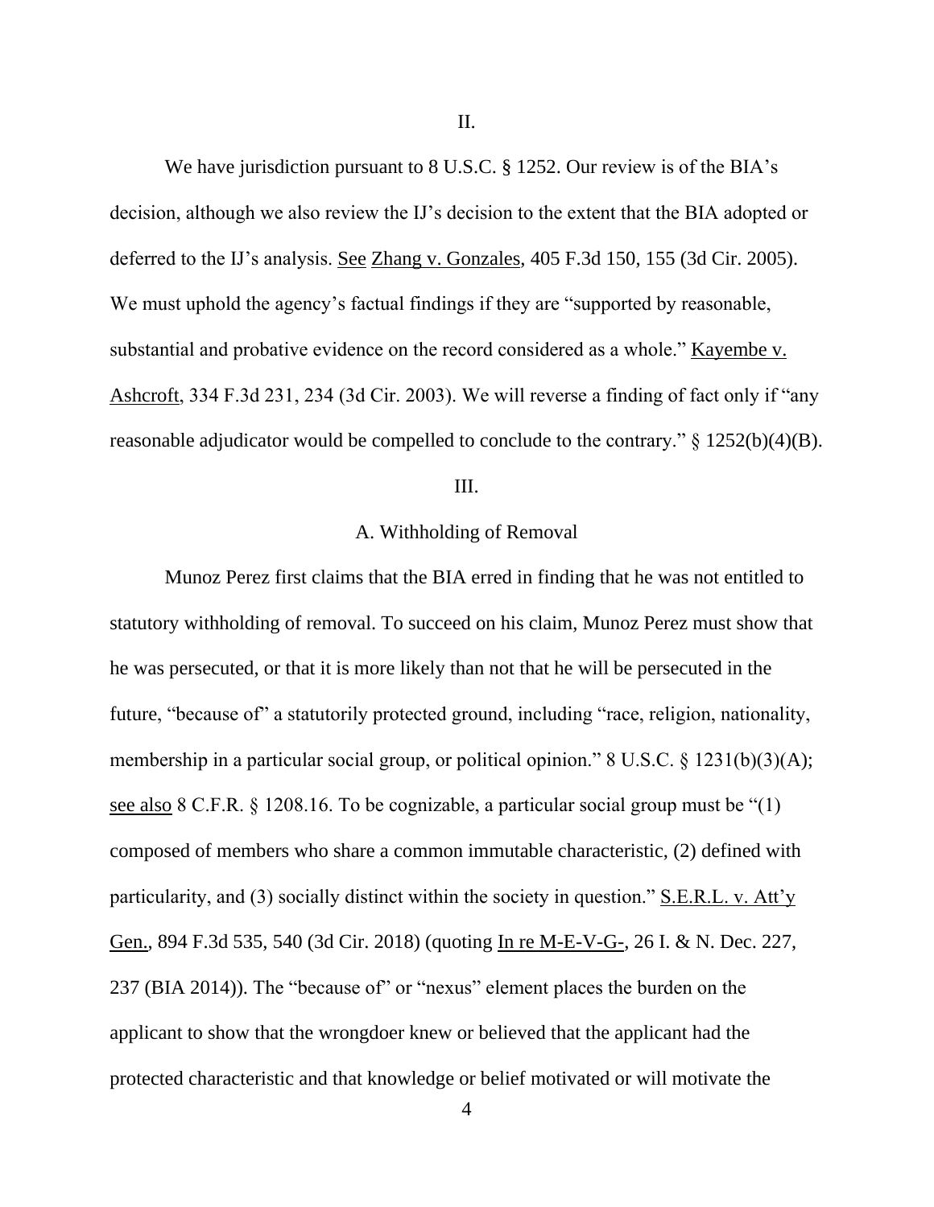II.

We have jurisdiction pursuant to 8 U.S.C. § 1252. Our review is of the BIA's decision, although we also review the IJ's decision to the extent that the BIA adopted or deferred to the IJ's analysis. See Zhang v. Gonzales, 405 F.3d 150, 155 (3d Cir. 2005). We must uphold the agency's factual findings if they are "supported by reasonable, substantial and probative evidence on the record considered as a whole." Kayembe v. Ashcroft, 334 F.3d 231, 234 (3d Cir. 2003). We will reverse a finding of fact only if "any reasonable adjudicator would be compelled to conclude to the contrary." § 1252(b)(4)(B).

III.

A. Withholding of Removal

Munoz Perez first claims that the BIA erred in finding that he was not entitled to statutory withholding of removal. To succeed on his claim, Munoz Perez must show that he was persecuted, or that it is more likely than not that he will be persecuted in the future, "because of" a statutorily protected ground, including "race, religion, nationality, membership in a particular social group, or political opinion." 8 U.S.C. § 1231(b)(3)(A); see also 8 C.F.R. § 1208.16. To be cognizable, a particular social group must be "(1) composed of members who share a common immutable characteristic, (2) defined with particularity, and (3) socially distinct within the society in question." S.E.R.L. v. Att'y Gen., 894 F.3d 535, 540 (3d Cir. 2018) (quoting In re M-E-V-G-, 26 I. & N. Dec. 227, 237 (BIA 2014)). The "because of" or "nexus" element places the burden on the applicant to show that the wrongdoer knew or believed that the applicant had the protected characteristic and that knowledge or belief motivated or will motivate the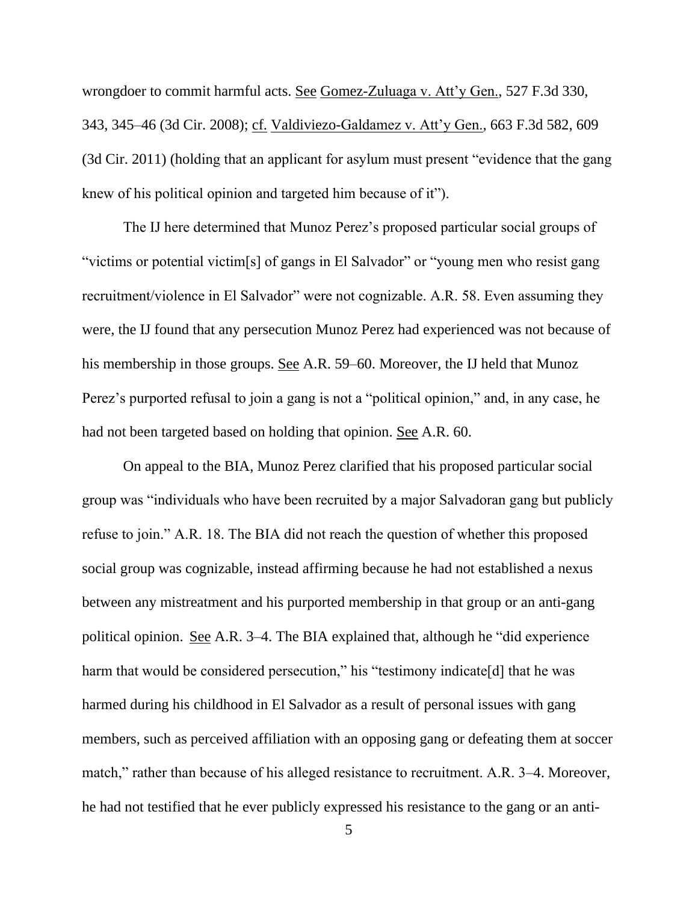wrongdoer to commit harmful acts. See Gomez-Zuluaga v. Att'y Gen., 527 F.3d 330, 343, 345–46 (3d Cir. 2008); cf. Valdiviezo-Galdamez v. Att'y Gen., 663 F.3d 582, 609 (3d Cir. 2011) (holding that an applicant for asylum must present "evidence that the gang knew of his political opinion and targeted him because of it").

The IJ here determined that Munoz Perez's proposed particular social groups of "victims or potential victim[s] of gangs in El Salvador" or "young men who resist gang recruitment/violence in El Salvador" were not cognizable. A.R. 58. Even assuming they were, the IJ found that any persecution Munoz Perez had experienced was not because of his membership in those groups. See A.R. 59–60. Moreover, the IJ held that Munoz Perez's purported refusal to join a gang is not a "political opinion," and, in any case, he had not been targeted based on holding that opinion. See A.R. 60.

On appeal to the BIA, Munoz Perez clarified that his proposed particular social group was "individuals who have been recruited by a major Salvadoran gang but publicly refuse to join." A.R. 18. The BIA did not reach the question of whether this proposed social group was cognizable, instead affirming because he had not established a nexus between any mistreatment and his purported membership in that group or an anti-gang political opinion. See A.R. 3–4. The BIA explained that, although he "did experience harm that would be considered persecution," his "testimony indicate[d] that he was harmed during his childhood in El Salvador as a result of personal issues with gang members, such as perceived affiliation with an opposing gang or defeating them at soccer match," rather than because of his alleged resistance to recruitment. A.R. 3–4. Moreover, he had not testified that he ever publicly expressed his resistance to the gang or an anti-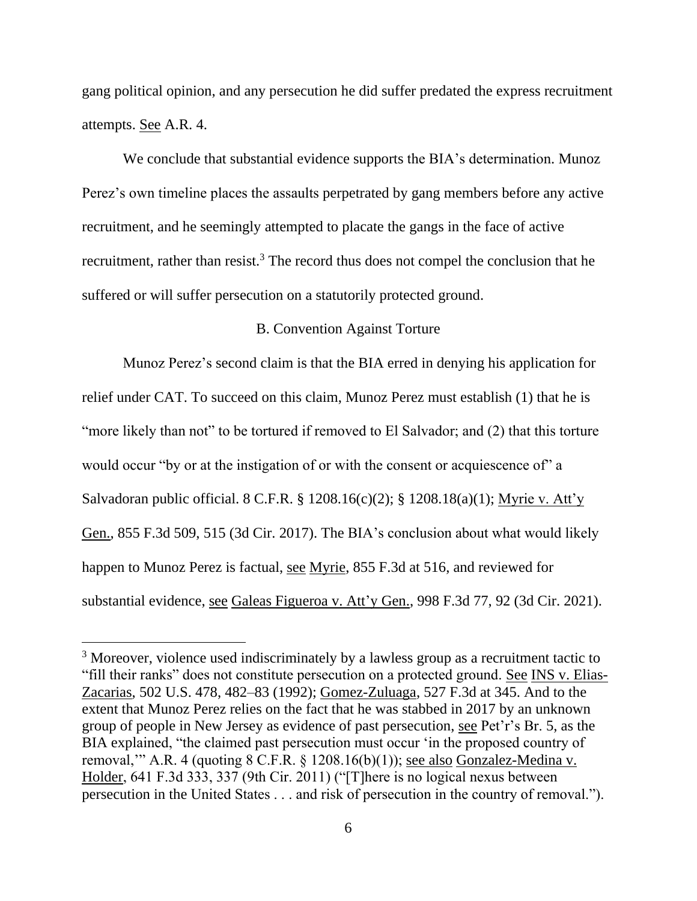gang political opinion, and any persecution he did suffer predated the express recruitment attempts. See A.R. 4.

We conclude that substantial evidence supports the BIA's determination. Munoz Perez's own timeline places the assaults perpetrated by gang members before any active recruitment, and he seemingly attempted to placate the gangs in the face of active recruitment, rather than resist.[3] The record thus does not compel the conclusion that he suffered or will suffer persecution on a statutorily protected ground.

B. Convention Against Torture

Munoz Perez's second claim is that the BIA erred in denying his application for relief under CAT. To succeed on this claim, Munoz Perez must establish (1) that he is "more likely than not" to be tortured if removed to El Salvador; and (2) that this torture would occur "by or at the instigation of or with the consent or acquiescence of" a Salvadoran public official. 8 C.F.R. § 1208.16(c)(2); § 1208.18(a)(1); Myrie v. Att'y Gen., 855 F.3d 509, 515 (3d Cir. 2017). The BIA's conclusion about what would likely happen to Munoz Perez is factual, see Myrie, 855 F.3d at 516, and reviewed for substantial evidence, see Galeas Figueroa v. Att'y Gen., 998 F.3d 77, 92 (3d Cir. 2021).

---

[3] Moreover, violence used indiscriminately by a lawless group as a recruitment tactic to "fill their ranks" does not constitute persecution on a protected ground. See INS v. Elias-Zacarias, 502 U.S. 478, 482–83 (1992); Gomez-Zuluaga, 527 F.3d at 345. And to the extent that Munoz Perez relies on the fact that he was stabbed in 2017 by an unknown group of people in New Jersey as evidence of past persecution, see Pet'r's Br. 5, as the BIA explained, "the claimed past persecution must occur 'in the proposed country of removal,'" A.R. 4 (quoting 8 C.F.R. § 1208.16(b)(1)); see also Gonzalez-Medina v. Holder, 641 F.3d 333, 337 (9th Cir. 2011) ("[T]here is no logical nexus between persecution in the United States . . . and risk of persecution in the country of removal.").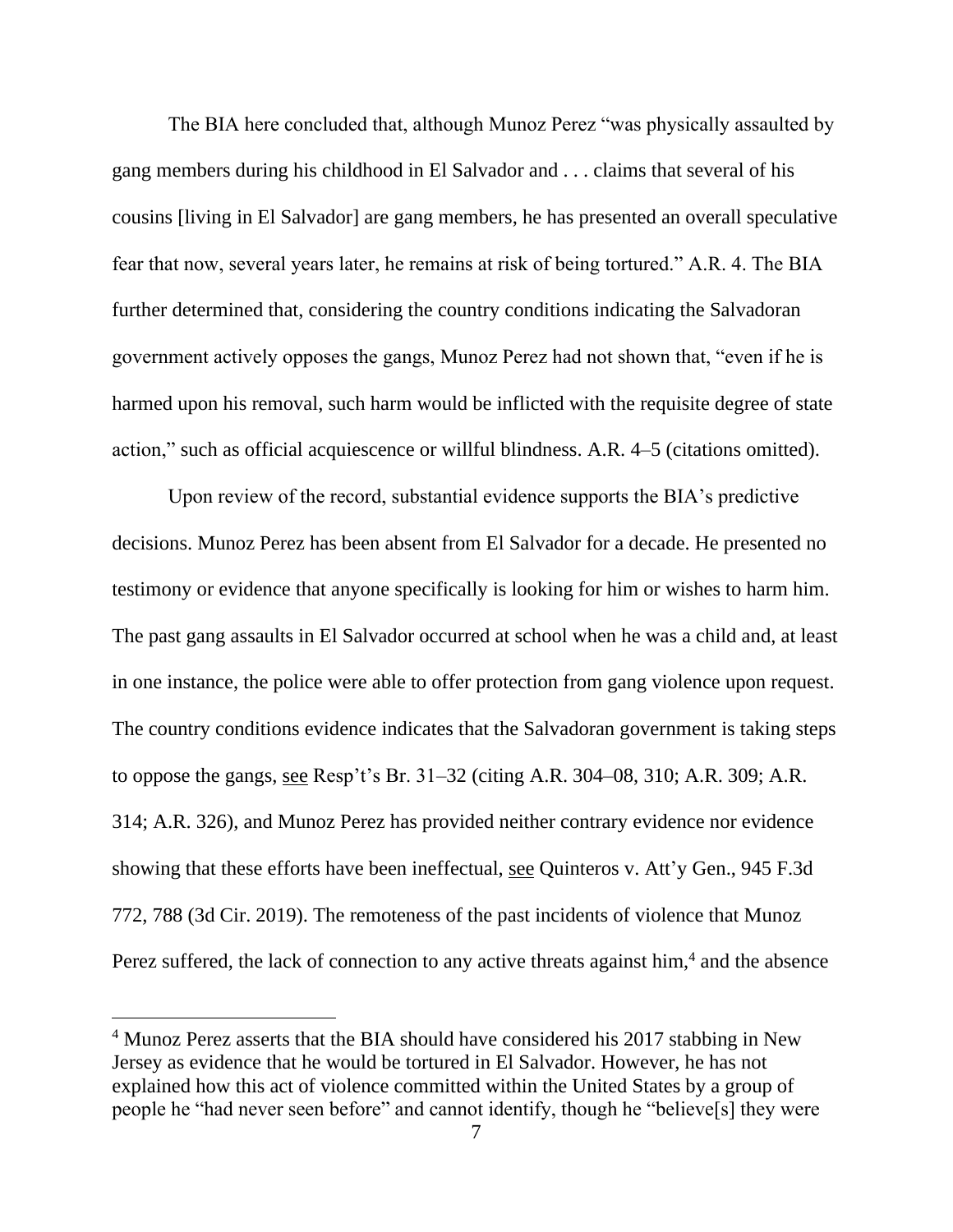The BIA here concluded that, although Munoz Perez "was physically assaulted by gang members during his childhood in El Salvador and . . . claims that several of his cousins [living in El Salvador] are gang members, he has presented an overall speculative fear that now, several years later, he remains at risk of being tortured." A.R. 4. The BIA further determined that, considering the country conditions indicating the Salvadoran government actively opposes the gangs, Munoz Perez had not shown that, "even if he is harmed upon his removal, such harm would be inflicted with the requisite degree of state action," such as official acquiescence or willful blindness. A.R. 4–5 (citations omitted).

Upon review of the record, substantial evidence supports the BIA's predictive decisions. Munoz Perez has been absent from El Salvador for a decade. He presented no testimony or evidence that anyone specifically is looking for him or wishes to harm him. The past gang assaults in El Salvador occurred at school when he was a child and, at least in one instance, the police were able to offer protection from gang violence upon request. The country conditions evidence indicates that the Salvadoran government is taking steps to oppose the gangs, <u>see</u> Resp't's Br. 31–32 (citing A.R. 304–08, 310; A.R. 309; A.R. 314; A.R. 326), and Munoz Perez has provided neither contrary evidence nor evidence showing that these efforts have been ineffectual, <u>see</u> Quinteros v. Att'y Gen., 945 F.3d 772, 788 (3d Cir. 2019). The remoteness of the past incidents of violence that Munoz Perez suffered, the lack of connection to any active threats against him,[4] and the absence

---

[4] Munoz Perez asserts that the BIA should have considered his 2017 stabbing in New Jersey as evidence that he would be tortured in El Salvador. However, he has not explained how this act of violence committed within the United States by a group of people he "had never seen before" and cannot identify, though he "believe[s] they were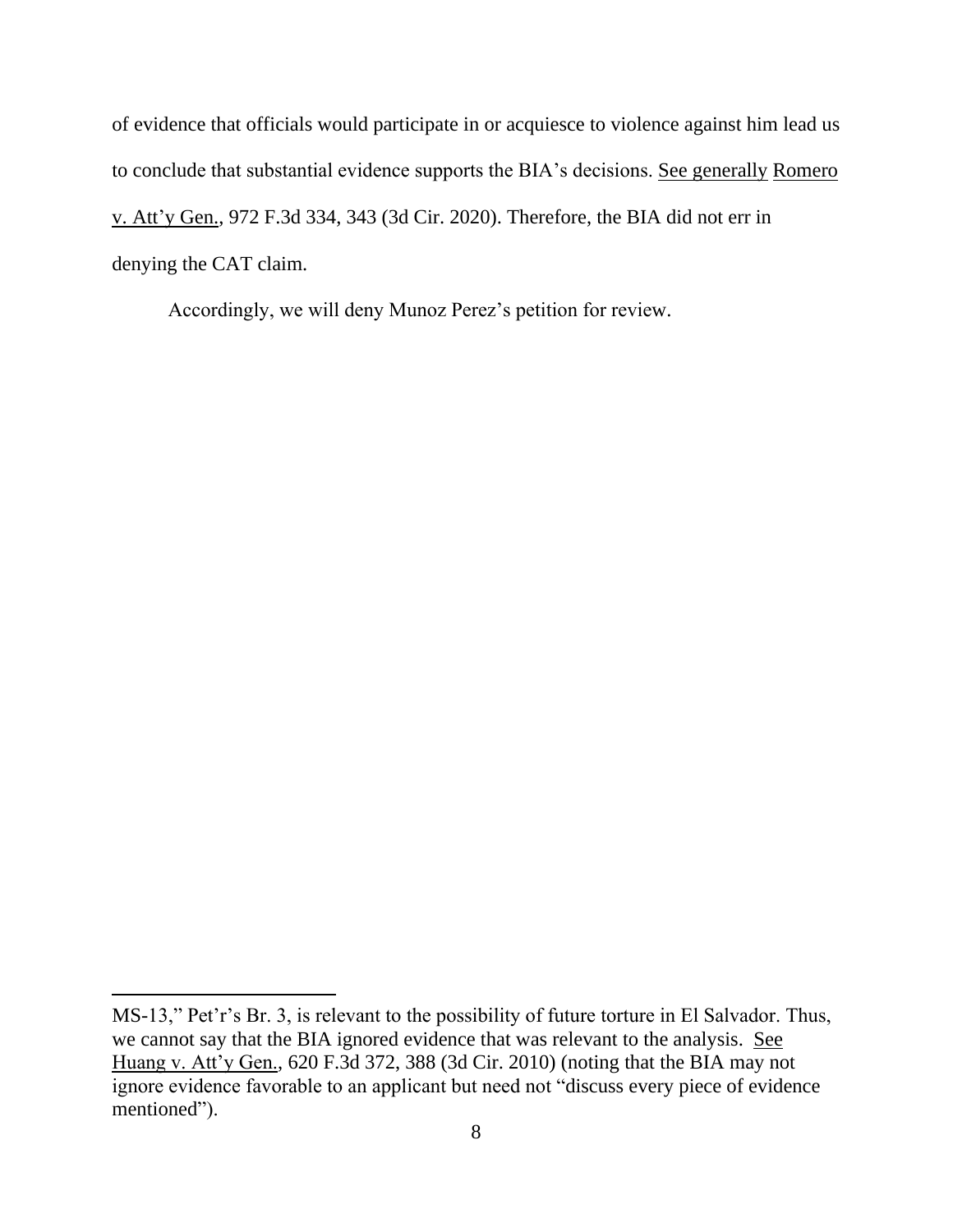of evidence that officials would participate in or acquiesce to violence against him lead us to conclude that substantial evidence supports the BIA's decisions. See generally Romero v. Att'y Gen., 972 F.3d 334, 343 (3d Cir. 2020). Therefore, the BIA did not err in denying the CAT claim.

Accordingly, we will deny Munoz Perez's petition for review.

---

MS-13," Pet'r's Br. 3, is relevant to the possibility of future torture in El Salvador. Thus, we cannot say that the BIA ignored evidence that was relevant to the analysis. See Huang v. Att'y Gen., 620 F.3d 372, 388 (3d Cir. 2010) (noting that the BIA may not ignore evidence favorable to an applicant but need not "discuss every piece of evidence mentioned").